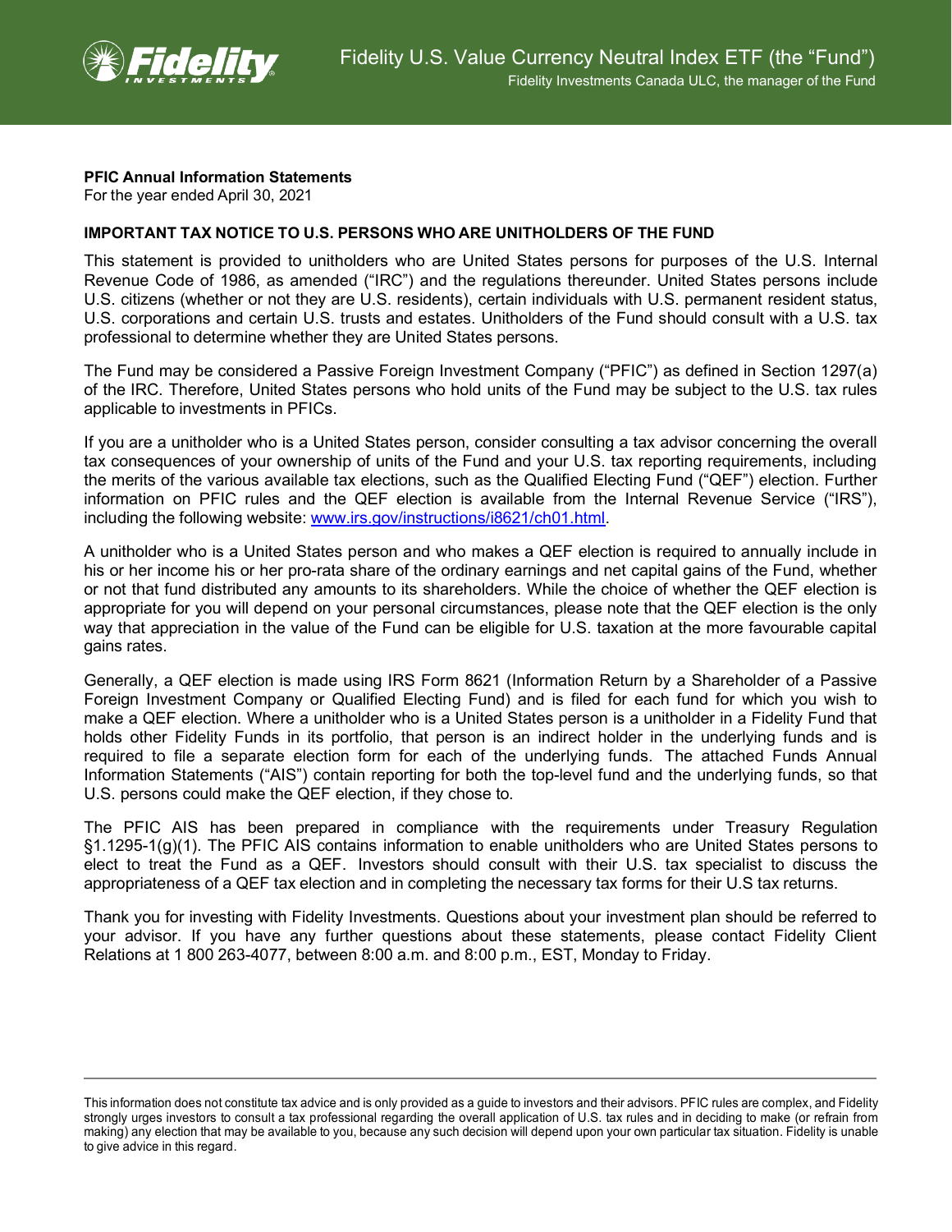Fidelity U.S. Value Currency Neutral Index ETF (the "Fund")

Fidelity Investments Canada ULC, the manager of the Fund

**PFIC Annual Information Statements**
For the year ended April 30, 2021

**IMPORTANT TAX NOTICE TO U.S. PERSONS WHO ARE UNITHOLDERS OF THE FUND**

This statement is provided to unitholders who are United States persons for purposes of the U.S. Internal Revenue Code of 1986, as amended ("IRC") and the regulations thereunder. United States persons include U.S. citizens (whether or not they are U.S. residents), certain individuals with U.S. permanent resident status, U.S. corporations and certain U.S. trusts and estates. Unitholders of the Fund should consult with a U.S. tax professional to determine whether they are United States persons.

The Fund may be considered a Passive Foreign Investment Company ("PFIC") as defined in Section 1297(a) of the IRC. Therefore, United States persons who hold units of the Fund may be subject to the U.S. tax rules applicable to investments in PFICs.

If you are a unitholder who is a United States person, consider consulting a tax advisor concerning the overall tax consequences of your ownership of units of the Fund and your U.S. tax reporting requirements, including the merits of the various available tax elections, such as the Qualified Electing Fund ("QEF") election. Further information on PFIC rules and the QEF election is available from the Internal Revenue Service ("IRS"), including the following website: [www.irs.gov/instructions/i8621/ch01.html](www.irs.gov/instructions/i8621/ch01.html).

A unitholder who is a United States person and who makes a QEF election is required to annually include in his or her income his or her pro-rata share of the ordinary earnings and net capital gains of the Fund, whether or not that fund distributed any amounts to its shareholders. While the choice of whether the QEF election is appropriate for you will depend on your personal circumstances, please note that the QEF election is the only way that appreciation in the value of the Fund can be eligible for U.S. taxation at the more favourable capital gains rates.

Generally, a QEF election is made using IRS Form 8621 (Information Return by a Shareholder of a Passive Foreign Investment Company or Qualified Electing Fund) and is filed for each fund for which you wish to make a QEF election. Where a unitholder who is a United States person is a unitholder in a Fidelity Fund that holds other Fidelity Funds in its portfolio, that person is an indirect holder in the underlying funds and is required to file a separate election form for each of the underlying funds. The attached Funds Annual Information Statements ("AIS") contain reporting for both the top-level fund and the underlying funds, so that U.S. persons could make the QEF election, if they chose to.

The PFIC AIS has been prepared in compliance with the requirements under Treasury Regulation §1.1295-1(g)(1). The PFIC AIS contains information to enable unitholders who are United States persons to elect to treat the Fund as a QEF. Investors should consult with their U.S. tax specialist to discuss the appropriateness of a QEF tax election and in completing the necessary tax forms for their U.S tax returns.

Thank you for investing with Fidelity Investments. Questions about your investment plan should be referred to your advisor. If you have any further questions about these statements, please contact Fidelity Client Relations at 1 800 263-4077, between 8:00 a.m. and 8:00 p.m., EST, Monday to Friday.

---

This information does not constitute tax advice and is only provided as a guide to investors and their advisors. PFIC rules are complex, and Fidelity strongly urges investors to consult a tax professional regarding the overall application of U.S. tax rules and in deciding to make (or refrain from making) any election that may be available to you, because any such decision will depend upon your own particular tax situation. Fidelity is unable to give advice in this regard.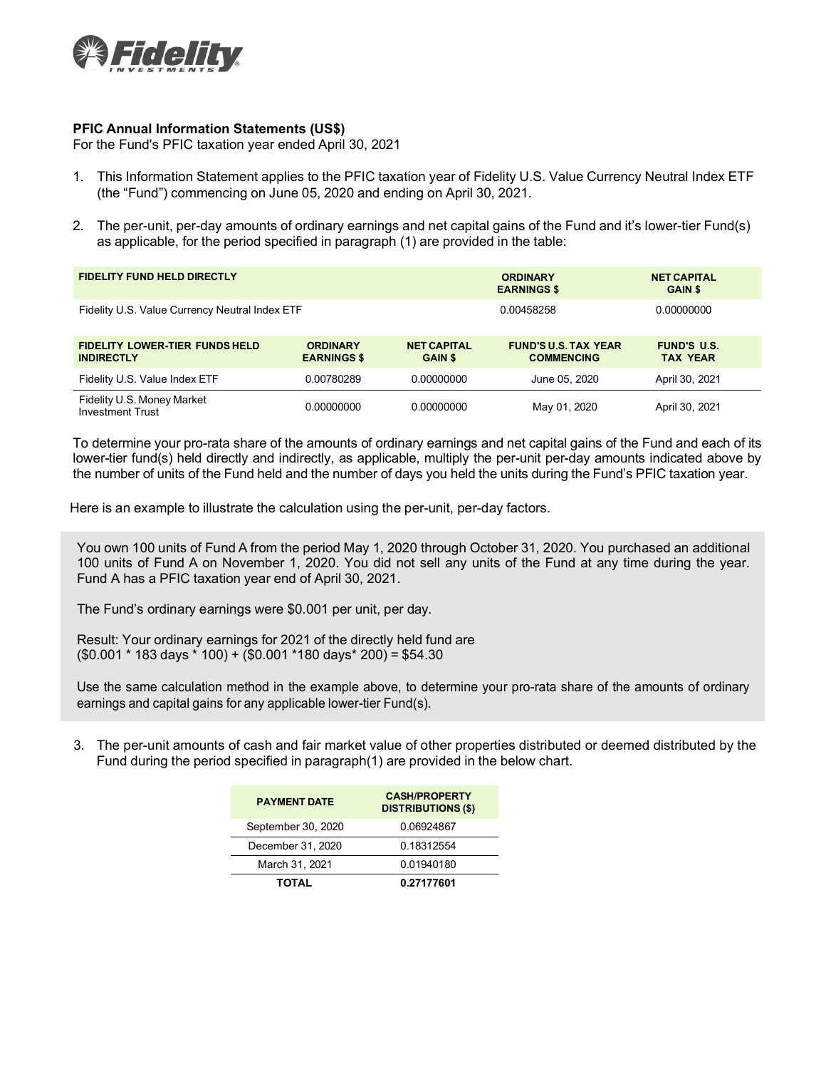**PFIC Annual Information Statements (US$)**
For the Fund's PFIC taxation year ended April 30, 2021

1. This Information Statement applies to the PFIC taxation year of Fidelity U.S. Value Currency Neutral Index ETF (the "Fund") commencing on June 05, 2020 and ending on April 30, 2021.

2. The per-unit, per-day amounts of ordinary earnings and net capital gains of the Fund and it's lower-tier Fund(s) as applicable, for the period specified in paragraph (1) are provided in the table:

| FIDELITY FUND HELD DIRECTLY | ORDINARY EARNINGS $ | NET CAPITAL GAIN $ |
|---|---|---|
| Fidelity U.S. Value Currency Neutral Index ETF | 0.00458258 | 0.00000000 |

| FIDELITY LOWER-TIER FUNDS HELD INDIRECTLY | ORDINARY EARNINGS $ | NET CAPITAL GAIN $ | FUND'S U.S. TAX YEAR COMMENCING | FUND'S U.S. TAX YEAR |
|---|---|---|---|---|
| Fidelity U.S. Value Index ETF | 0.00780289 | 0.00000000 | June 05, 2020 | April 30, 2021 |
| Fidelity U.S. Money Market Investment Trust | 0.00000000 | 0.00000000 | May 01, 2020 | April 30, 2021 |

To determine your pro-rata share of the amounts of ordinary earnings and net capital gains of the Fund and each of its lower-tier fund(s) held directly and indirectly, as applicable, multiply the per-unit per-day amounts indicated above by the number of units of the Fund held and the number of days you held the units during the Fund's PFIC taxation year.

Here is an example to illustrate the calculation using the per-unit, per-day factors.

> You own 100 units of Fund A from the period May 1, 2020 through October 31, 2020. You purchased an additional 100 units of Fund A on November 1, 2020. You did not sell any units of the Fund at any time during the year. Fund A has a PFIC taxation year end of April 30, 2021.
>
> The Fund's ordinary earnings were $0.001 per unit, per day.
>
> Result: Your ordinary earnings for 2021 of the directly held fund are
> ($0.001 * 183 days * 100) + ($0.001 *180 days* 200) = $54.30
>
> Use the same calculation method in the example above, to determine your pro-rata share of the amounts of ordinary earnings and capital gains for any applicable lower-tier Fund(s).

3. The per-unit amounts of cash and fair market value of other properties distributed or deemed distributed by the Fund during the period specified in paragraph(1) are provided in the below chart.

| PAYMENT DATE | CASH/PROPERTY DISTRIBUTIONS ($) |
|---|---|
| September 30, 2020 | 0.06924867 |
| December 31, 2020 | 0.18312554 |
| March 31, 2021 | 0.01940180 |
| **TOTAL** | **0.27177601** |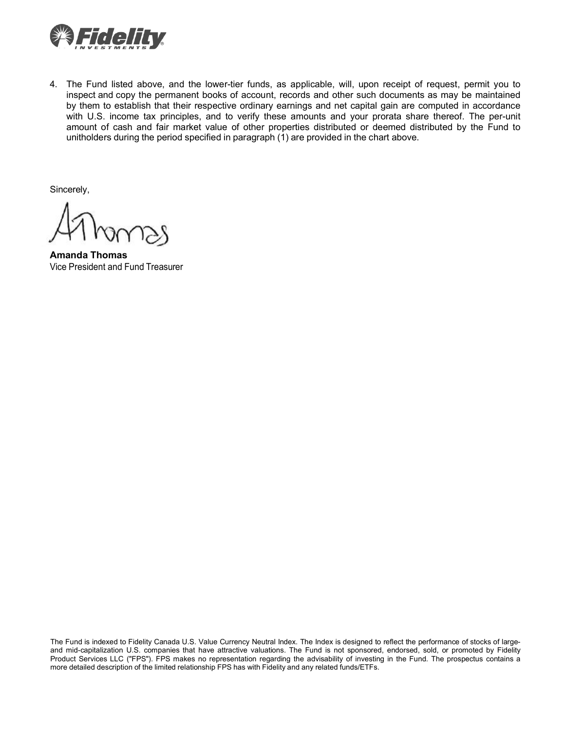4. The Fund listed above, and the lower-tier funds, as applicable, will, upon receipt of request, permit you to inspect and copy the permanent books of account, records and other such documents as may be maintained by them to establish that their respective ordinary earnings and net capital gain are computed in accordance with U.S. income tax principles, and to verify these amounts and your prorata share thereof. The per-unit amount of cash and fair market value of other properties distributed or deemed distributed by the Fund to unitholders during the period specified in paragraph (1) are provided in the chart above.

Sincerely,

**Amanda Thomas**
Vice President and Fund Treasurer

The Fund is indexed to Fidelity Canada U.S. Value Currency Neutral Index. The Index is designed to reflect the performance of stocks of large- and mid-capitalization U.S. companies that have attractive valuations. The Fund is not sponsored, endorsed, sold, or promoted by Fidelity Product Services LLC ("FPS"). FPS makes no representation regarding the advisability of investing in the Fund. The prospectus contains a more detailed description of the limited relationship FPS has with Fidelity and any related funds/ETFs.